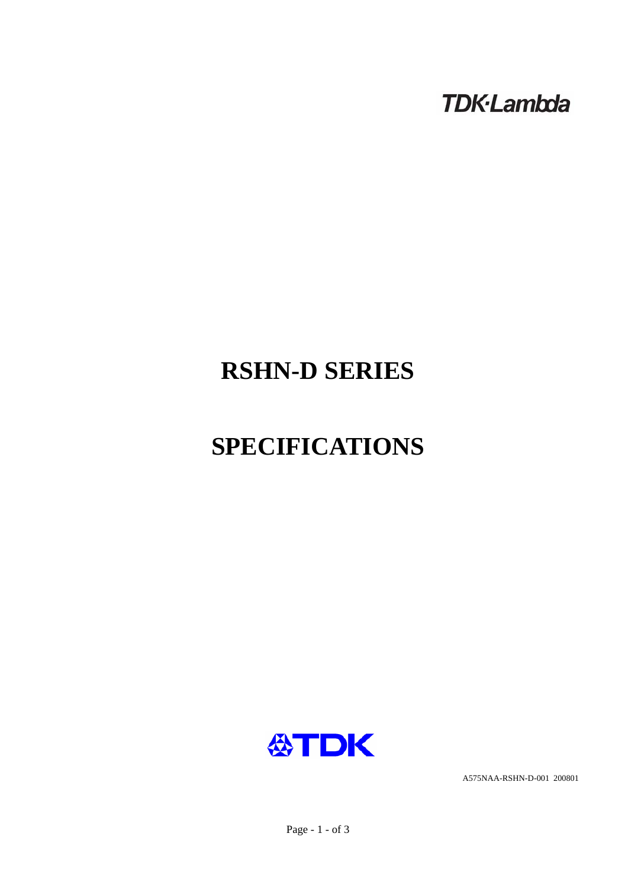TDK·Lambda

# RSHN-D SERIES

# SPECIFICATIONS

TDK

A575NAA-RSHN-D-001 200801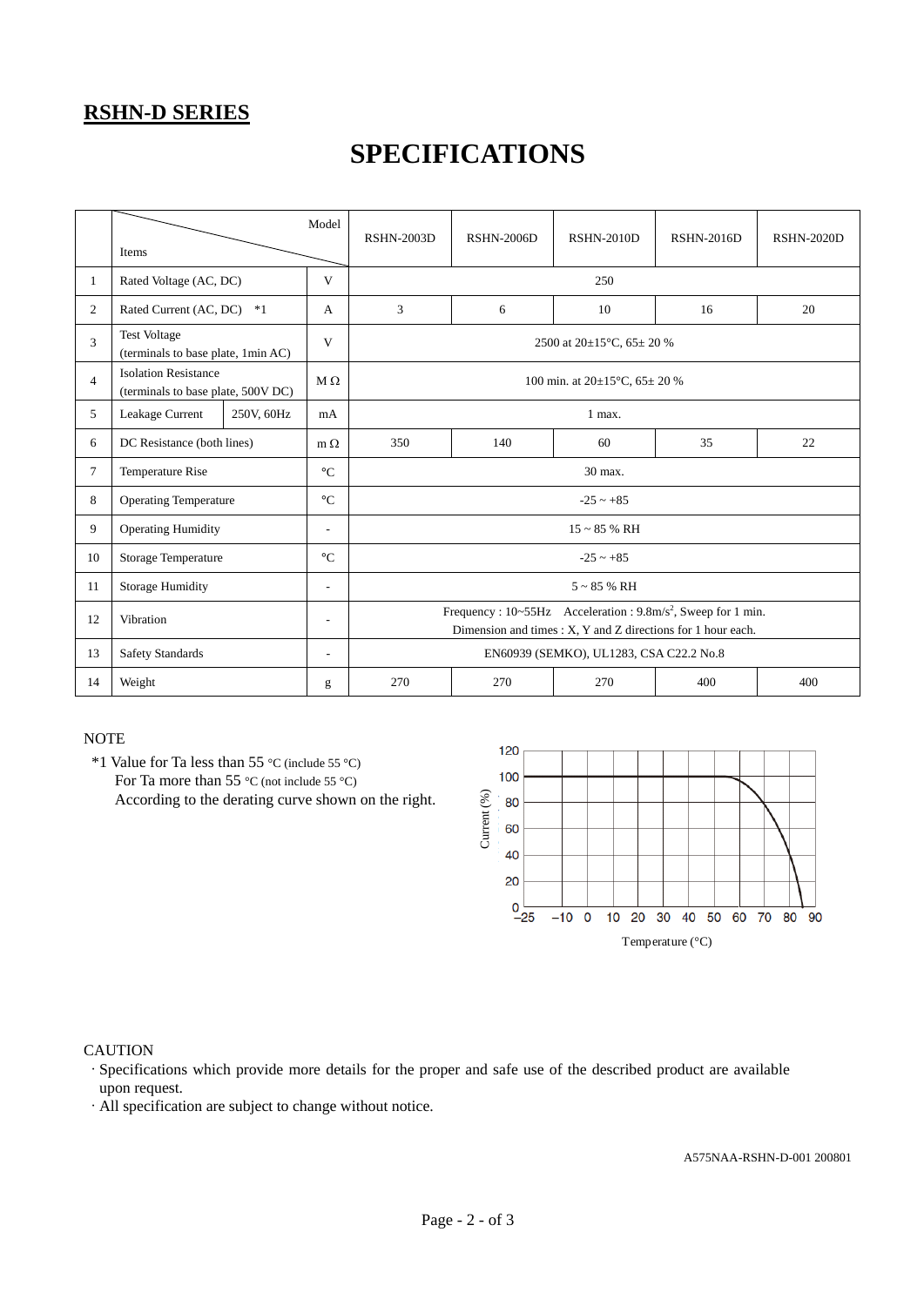## RSHN-D SERIES

# SPECIFICATIONS

| | Items \ Model | | | RSHN-2003D | RSHN-2006D | RSHN-2010D | RSHN-2016D | RSHN-2020D |
|---|---|---|---|---|---|---|---|---|
| 1 | Rated Voltage (AC, DC) | | V | 250 | | | | |
| 2 | Rated Current (AC, DC) *1 | | A | 3 | 6 | 10 | 16 | 20 |
| 3 | Test Voltage (terminals to base plate, 1min AC) | | V | 2500 at 20±15°C, 65± 20 % | | | | |
| 4 | Isolation Resistance (terminals to base plate, 500V DC) | | MΩ | 100 min. at 20±15°C, 65± 20 % | | | | |
| 5 | Leakage Current | 250V, 60Hz | mA | 1 max. | | | | |
| 6 | DC Resistance (both lines) | | mΩ | 350 | 140 | 60 | 35 | 22 |
| 7 | Temperature Rise | | °C | 30 max. | | | | |
| 8 | Operating Temperature | | °C | -25 ~ +85 | | | | |
| 9 | Operating Humidity | | - | 15 ~ 85 % RH | | | | |
| 10 | Storage Temperature | | °C | -25 ~ +85 | | | | |
| 11 | Storage Humidity | | - | 5 ~ 85 % RH | | | | |
| 12 | Vibration | | - | Frequency : 10~55Hz Acceleration : 9.8m/s$^2$, Sweep for 1 min. Dimension and times : X, Y and Z directions for 1 hour each. | | | | |
| 13 | Safety Standards | | - | EN60939 (SEMKO), UL1283, CSA C22.2 No.8 | | | | |
| 14 | Weight | | g | 270 | 270 | 270 | 400 | 400 |

NOTE

*1 Value for Ta less than 55 °C (include 55 °C)
For Ta more than 55 °C (not include 55 °C)
According to the derating curve shown on the right.

CAUTION

· Specifications which provide more details for the proper and safe use of the described product are available upon request.
· All specification are subject to change without notice.

A575NAA-RSHN-D-001 200801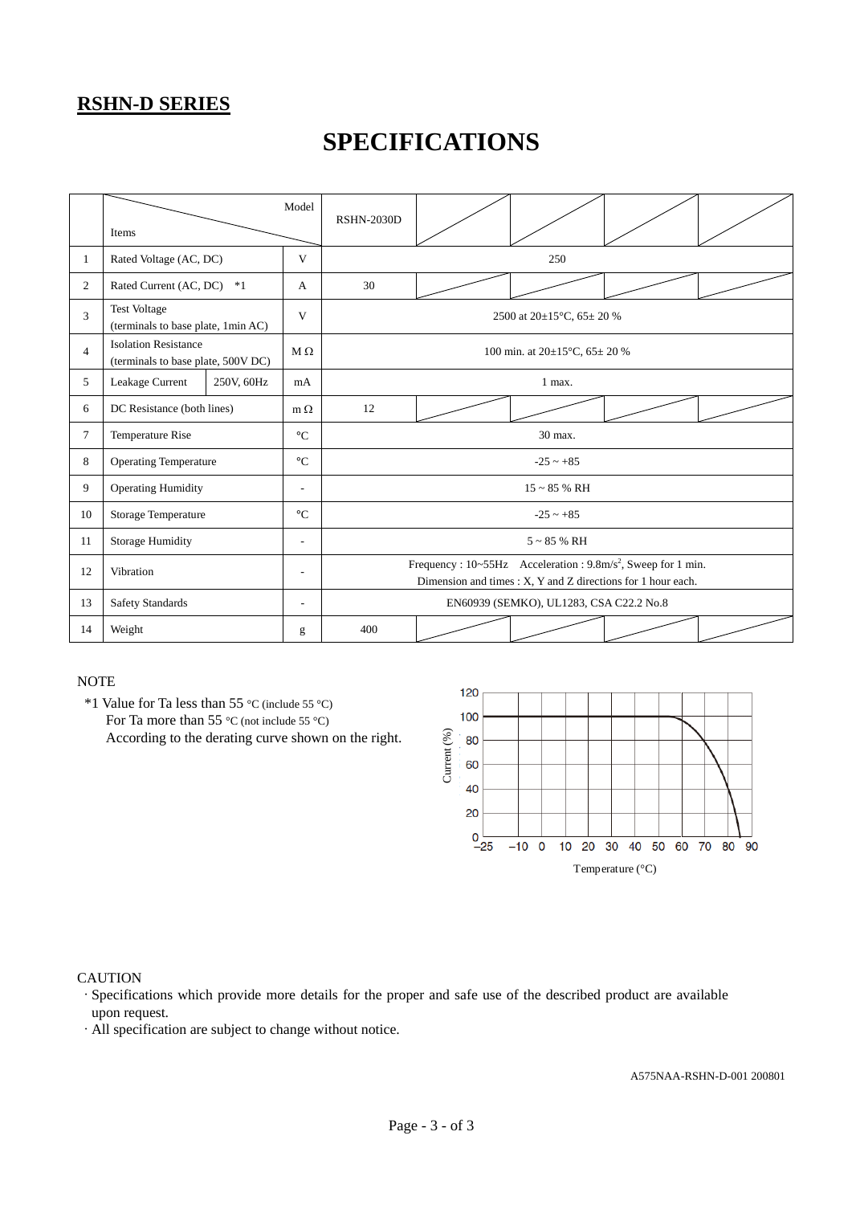## RSHN-D SERIES

# SPECIFICATIONS

| | Items | | Model | RSHN-2030D | | | | |
|---|---|---|---|---|---|---|---|---|
| 1 | Rated Voltage (AC, DC) | | V | 250 | | | | |
| 2 | Rated Current (AC, DC) *1 | | A | 30 | | | | |
| 3 | Test Voltage (terminals to base plate, 1min AC) | | V | 2500 at 20±15°C, 65± 20 % | | | | |
| 4 | Isolation Resistance (terminals to base plate, 500V DC) | | M Ω | 100 min. at 20±15°C, 65± 20 % | | | | |
| 5 | Leakage Current | 250V, 60Hz | mA | 1 max. | | | | |
| 6 | DC Resistance (both lines) | | m Ω | 12 | | | | |
| 7 | Temperature Rise | | °C | 30 max. | | | | |
| 8 | Operating Temperature | | °C | -25 ~ +85 | | | | |
| 9 | Operating Humidity | | - | 15 ~ 85 % RH | | | | |
| 10 | Storage Temperature | | °C | -25 ~ +85 | | | | |
| 11 | Storage Humidity | | - | 5 ~ 85 % RH | | | | |
| 12 | Vibration | | - | Frequency : 10~55Hz Acceleration : $9.8m/s^2$, Sweep for 1 min. Dimension and times : X, Y and Z directions for 1 hour each. | | | | |
| 13 | Safety Standards | | - | EN60939 (SEMKO), UL1283, CSA C22.2 No.8 | | | | |
| 14 | Weight | | g | 400 | | | | |

NOTE

*1 Value for Ta less than 55 °C (include 55 °C)
For Ta more than 55 °C (not include 55 °C)
According to the derating curve shown on the right.

Current (%)
120
100
80
60
40
20
0
−25 −10 0 10 20 30 40 50 60 70 80 90
Temperature (°C)

CAUTION

- Specifications which provide more details for the proper and safe use of the described product are available upon request.
- All specification are subject to change without notice.

A575NAA-RSHN-D-001 200801